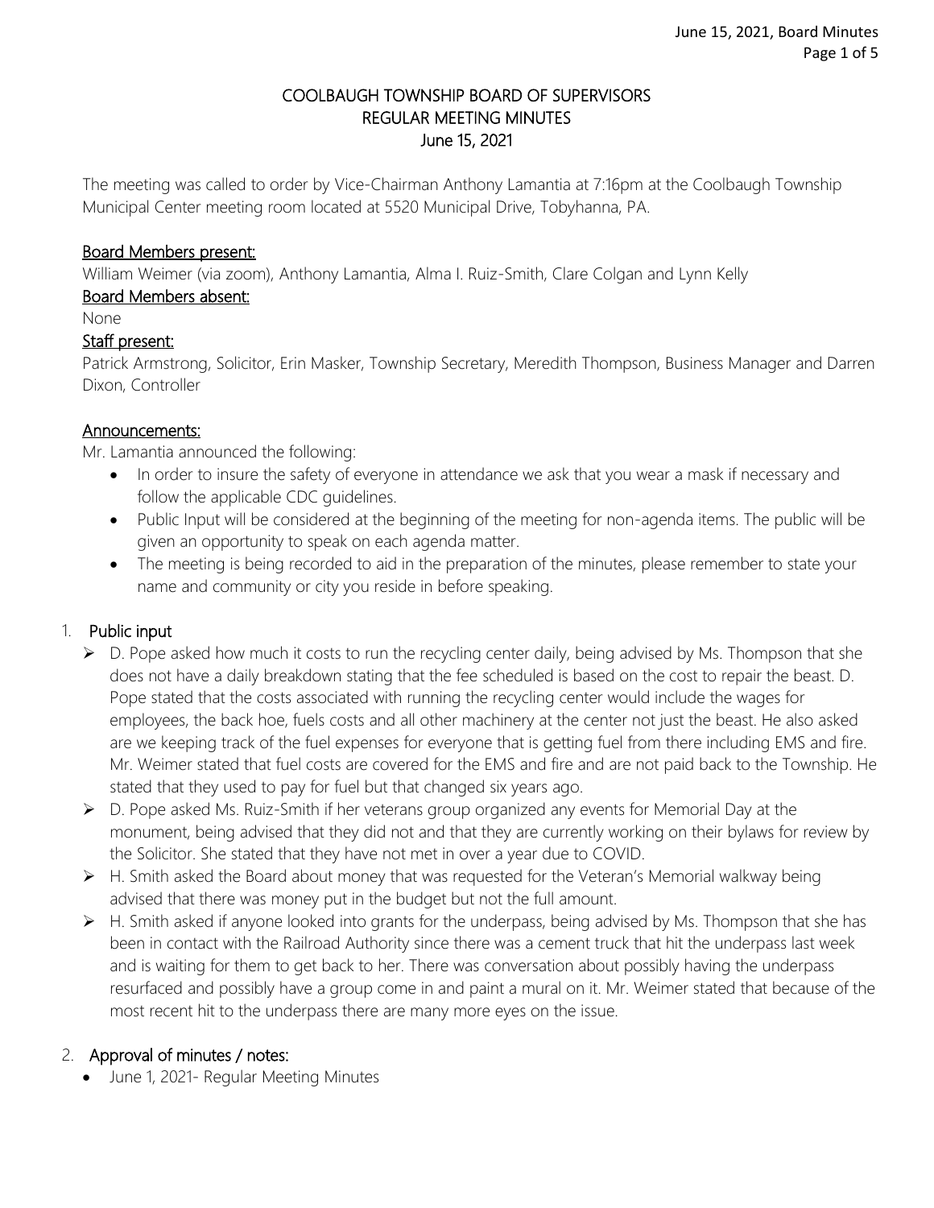# COOLBAUGH TOWNSHIP BOARD OF SUPERVISORS
## REGULAR MEETING MINUTES
## June 15, 2021

The meeting was called to order by Vice-Chairman Anthony Lamantia at 7:16pm at the Coolbaugh Township Municipal Center meeting room located at 5520 Municipal Drive, Tobyhanna, PA.

__Board Members present:__
William Weimer (via zoom), Anthony Lamantia, Alma I. Ruiz-Smith, Clare Colgan and Lynn Kelly

__Board Members absent:__
None

__Staff present:__
Patrick Armstrong, Solicitor, Erin Masker, Township Secretary, Meredith Thompson, Business Manager and Darren Dixon, Controller

__Announcements:__
Mr. Lamantia announced the following:

- In order to insure the safety of everyone in attendance we ask that you wear a mask if necessary and follow the applicable CDC guidelines.
- Public Input will be considered at the beginning of the meeting for non-agenda items. The public will be given an opportunity to speak on each agenda matter.
- The meeting is being recorded to aid in the preparation of the minutes, please remember to state your name and community or city you reside in before speaking.

1. **Public input**
   - D. Pope asked how much it costs to run the recycling center daily, being advised by Ms. Thompson that she does not have a daily breakdown stating that the fee scheduled is based on the cost to repair the beast. D. Pope stated that the costs associated with running the recycling center would include the wages for employees, the back hoe, fuels costs and all other machinery at the center not just the beast. He also asked are we keeping track of the fuel expenses for everyone that is getting fuel from there including EMS and fire. Mr. Weimer stated that fuel costs are covered for the EMS and fire and are not paid back to the Township. He stated that they used to pay for fuel but that changed six years ago.
   - D. Pope asked Ms. Ruiz-Smith if her veterans group organized any events for Memorial Day at the monument, being advised that they did not and that they are currently working on their bylaws for review by the Solicitor. She stated that they have not met in over a year due to COVID.
   - H. Smith asked the Board about money that was requested for the Veteran's Memorial walkway being advised that there was money put in the budget but not the full amount.
   - H. Smith asked if anyone looked into grants for the underpass, being advised by Ms. Thompson that she has been in contact with the Railroad Authority since there was a cement truck that hit the underpass last week and is waiting for them to get back to her. There was conversation about possibly having the underpass resurfaced and possibly have a group come in and paint a mural on it. Mr. Weimer stated that because of the most recent hit to the underpass there are many more eyes on the issue.

2. **Approval of minutes / notes:**
   - June 1, 2021- Regular Meeting Minutes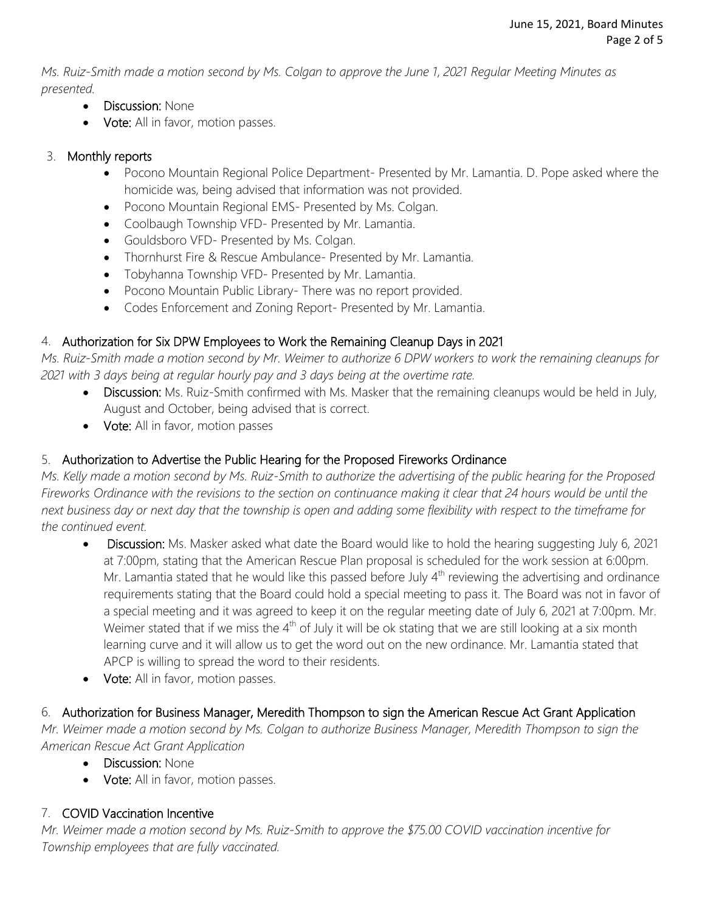*Ms. Ruiz-Smith made a motion second by Ms. Colgan to approve the June 1, 2021 Regular Meeting Minutes as presented.*

- **Discussion:** None
- **Vote:** All in favor, motion passes.

3. **Monthly reports**
   - Pocono Mountain Regional Police Department- Presented by Mr. Lamantia. D. Pope asked where the homicide was, being advised that information was not provided.
   - Pocono Mountain Regional EMS- Presented by Ms. Colgan.
   - Coolbaugh Township VFD- Presented by Mr. Lamantia.
   - Gouldsboro VFD- Presented by Ms. Colgan.
   - Thornhurst Fire & Rescue Ambulance- Presented by Mr. Lamantia.
   - Tobyhanna Township VFD- Presented by Mr. Lamantia.
   - Pocono Mountain Public Library- There was no report provided.
   - Codes Enforcement and Zoning Report- Presented by Mr. Lamantia.

4. **Authorization for Six DPW Employees to Work the Remaining Cleanup Days in 2021**

*Ms. Ruiz-Smith made a motion second by Mr. Weimer to authorize 6 DPW workers to work the remaining cleanups for 2021 with 3 days being at regular hourly pay and 3 days being at the overtime rate.*

- **Discussion:** Ms. Ruiz-Smith confirmed with Ms. Masker that the remaining cleanups would be held in July, August and October, being advised that is correct.
- **Vote:** All in favor, motion passes

5. **Authorization to Advertise the Public Hearing for the Proposed Fireworks Ordinance**

*Ms. Kelly made a motion second by Ms. Ruiz-Smith to authorize the advertising of the public hearing for the Proposed Fireworks Ordinance with the revisions to the section on continuance making it clear that 24 hours would be until the next business day or next day that the township is open and adding some flexibility with respect to the timeframe for the continued event.*

- **Discussion:** Ms. Masker asked what date the Board would like to hold the hearing suggesting July 6, 2021 at 7:00pm, stating that the American Rescue Plan proposal is scheduled for the work session at 6:00pm. Mr. Lamantia stated that he would like this passed before July 4th reviewing the advertising and ordinance requirements stating that the Board could hold a special meeting to pass it. The Board was not in favor of a special meeting and it was agreed to keep it on the regular meeting date of July 6, 2021 at 7:00pm. Mr. Weimer stated that if we miss the 4th of July it will be ok stating that we are still looking at a six month learning curve and it will allow us to get the word out on the new ordinance. Mr. Lamantia stated that APCP is willing to spread the word to their residents.
- **Vote:** All in favor, motion passes.

6. **Authorization for Business Manager, Meredith Thompson to sign the American Rescue Act Grant Application**

*Mr. Weimer made a motion second by Ms. Colgan to authorize Business Manager, Meredith Thompson to sign the American Rescue Act Grant Application*

- **Discussion:** None
- **Vote:** All in favor, motion passes.

7. **COVID Vaccination Incentive**

*Mr. Weimer made a motion second by Ms. Ruiz-Smith to approve the $75.00 COVID vaccination incentive for Township employees that are fully vaccinated.*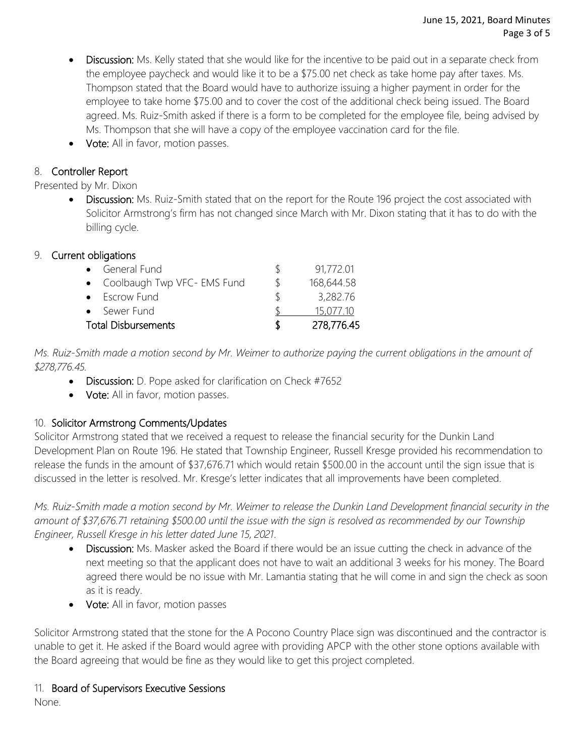- **Discussion:** Ms. Kelly stated that she would like for the incentive to be paid out in a separate check from the employee paycheck and would like it to be a $75.00 net check as take home pay after taxes. Ms. Thompson stated that the Board would have to authorize issuing a higher payment in order for the employee to take home $75.00 and to cover the cost of the additional check being issued. The Board agreed. Ms. Ruiz-Smith asked if there is a form to be completed for the employee file, being advised by Ms. Thompson that she will have a copy of the employee vaccination card for the file.
- **Vote:** All in favor, motion passes.

## 8. Controller Report

Presented by Mr. Dixon

- **Discussion:** Ms. Ruiz-Smith stated that on the report for the Route 196 project the cost associated with Solicitor Armstrong's firm has not changed since March with Mr. Dixon stating that it has to do with the billing cycle.

## 9. Current obligations

| | | |
|---|---|---|
| • General Fund | $ | 91,772.01 |
| • Coolbaugh Twp VFC- EMS Fund | $ | 168,644.58 |
| • Escrow Fund | $ | 3,282.76 |
| • Sewer Fund | $ | 15,077.10 |
| **Total Disbursements** | **$** | 278,776.45 |

*Ms. Ruiz-Smith made a motion second by Mr. Weimer to authorize paying the current obligations in the amount of $278,776.45.*

- **Discussion:** D. Pope asked for clarification on Check #7652
- **Vote:** All in favor, motion passes.

## 10. Solicitor Armstrong Comments/Updates

Solicitor Armstrong stated that we received a request to release the financial security for the Dunkin Land Development Plan on Route 196. He stated that Township Engineer, Russell Kresge provided his recommendation to release the funds in the amount of $37,676.71 which would retain $500.00 in the account until the sign issue that is discussed in the letter is resolved. Mr. Kresge's letter indicates that all improvements have been completed.

*Ms. Ruiz-Smith made a motion second by Mr. Weimer to release the Dunkin Land Development financial security in the amount of $37,676.71 retaining $500.00 until the issue with the sign is resolved as recommended by our Township Engineer, Russell Kresge in his letter dated June 15, 2021.*

- **Discussion:** Ms. Masker asked the Board if there would be an issue cutting the check in advance of the next meeting so that the applicant does not have to wait an additional 3 weeks for his money. The Board agreed there would be no issue with Mr. Lamantia stating that he will come in and sign the check as soon as it is ready.
- **Vote:** All in favor, motion passes

Solicitor Armstrong stated that the stone for the A Pocono Country Place sign was discontinued and the contractor is unable to get it. He asked if the Board would agree with providing APCP with the other stone options available with the Board agreeing that would be fine as they would like to get this project completed.

## 11. Board of Supervisors Executive Sessions

None.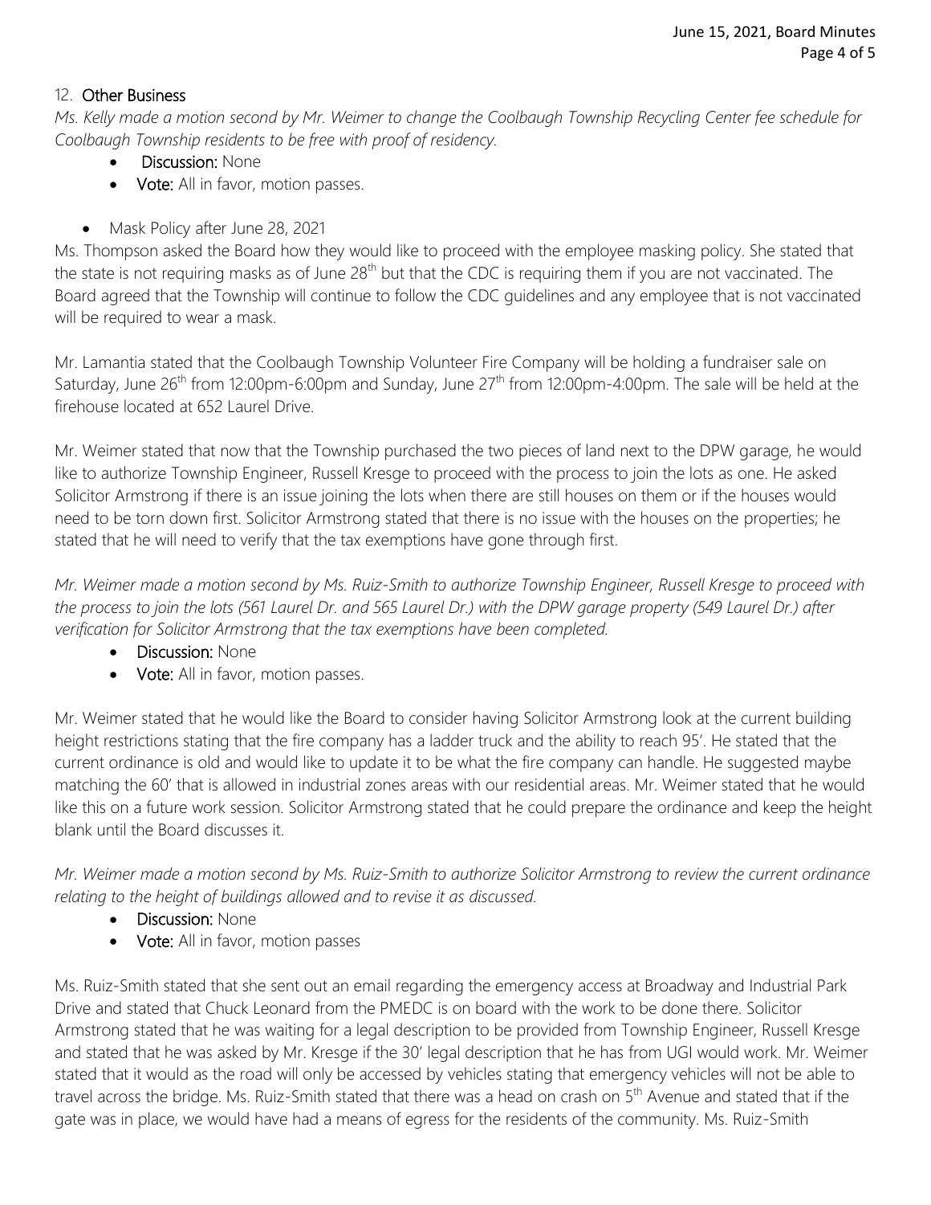## 12. **Other Business**

*Ms. Kelly made a motion second by Mr. Weimer to change the Coolbaugh Township Recycling Center fee schedule for Coolbaugh Township residents to be free with proof of residency.*

- **Discussion:** None
- **Vote:** All in favor, motion passes.

- Mask Policy after June 28, 2021

Ms. Thompson asked the Board how they would like to proceed with the employee masking policy. She stated that the state is not requiring masks as of June 28th but that the CDC is requiring them if you are not vaccinated. The Board agreed that the Township will continue to follow the CDC guidelines and any employee that is not vaccinated will be required to wear a mask.

Mr. Lamantia stated that the Coolbaugh Township Volunteer Fire Company will be holding a fundraiser sale on Saturday, June 26th from 12:00pm-6:00pm and Sunday, June 27th from 12:00pm-4:00pm. The sale will be held at the firehouse located at 652 Laurel Drive.

Mr. Weimer stated that now that the Township purchased the two pieces of land next to the DPW garage, he would like to authorize Township Engineer, Russell Kresge to proceed with the process to join the lots as one. He asked Solicitor Armstrong if there is an issue joining the lots when there are still houses on them or if the houses would need to be torn down first. Solicitor Armstrong stated that there is no issue with the houses on the properties; he stated that he will need to verify that the tax exemptions have gone through first.

*Mr. Weimer made a motion second by Ms. Ruiz-Smith to authorize Township Engineer, Russell Kresge to proceed with the process to join the lots (561 Laurel Dr. and 565 Laurel Dr.) with the DPW garage property (549 Laurel Dr.) after verification for Solicitor Armstrong that the tax exemptions have been completed.*

- **Discussion:** None
- **Vote:** All in favor, motion passes.

Mr. Weimer stated that he would like the Board to consider having Solicitor Armstrong look at the current building height restrictions stating that the fire company has a ladder truck and the ability to reach 95'. He stated that the current ordinance is old and would like to update it to be what the fire company can handle. He suggested maybe matching the 60' that is allowed in industrial zones areas with our residential areas. Mr. Weimer stated that he would like this on a future work session. Solicitor Armstrong stated that he could prepare the ordinance and keep the height blank until the Board discusses it.

*Mr. Weimer made a motion second by Ms. Ruiz-Smith to authorize Solicitor Armstrong to review the current ordinance relating to the height of buildings allowed and to revise it as discussed.*

- **Discussion:** None
- **Vote:** All in favor, motion passes

Ms. Ruiz-Smith stated that she sent out an email regarding the emergency access at Broadway and Industrial Park Drive and stated that Chuck Leonard from the PMEDC is on board with the work to be done there. Solicitor Armstrong stated that he was waiting for a legal description to be provided from Township Engineer, Russell Kresge and stated that he was asked by Mr. Kresge if the 30' legal description that he has from UGI would work. Mr. Weimer stated that it would as the road will only be accessed by vehicles stating that emergency vehicles will not be able to travel across the bridge. Ms. Ruiz-Smith stated that there was a head on crash on 5th Avenue and stated that if the gate was in place, we would have had a means of egress for the residents of the community. Ms. Ruiz-Smith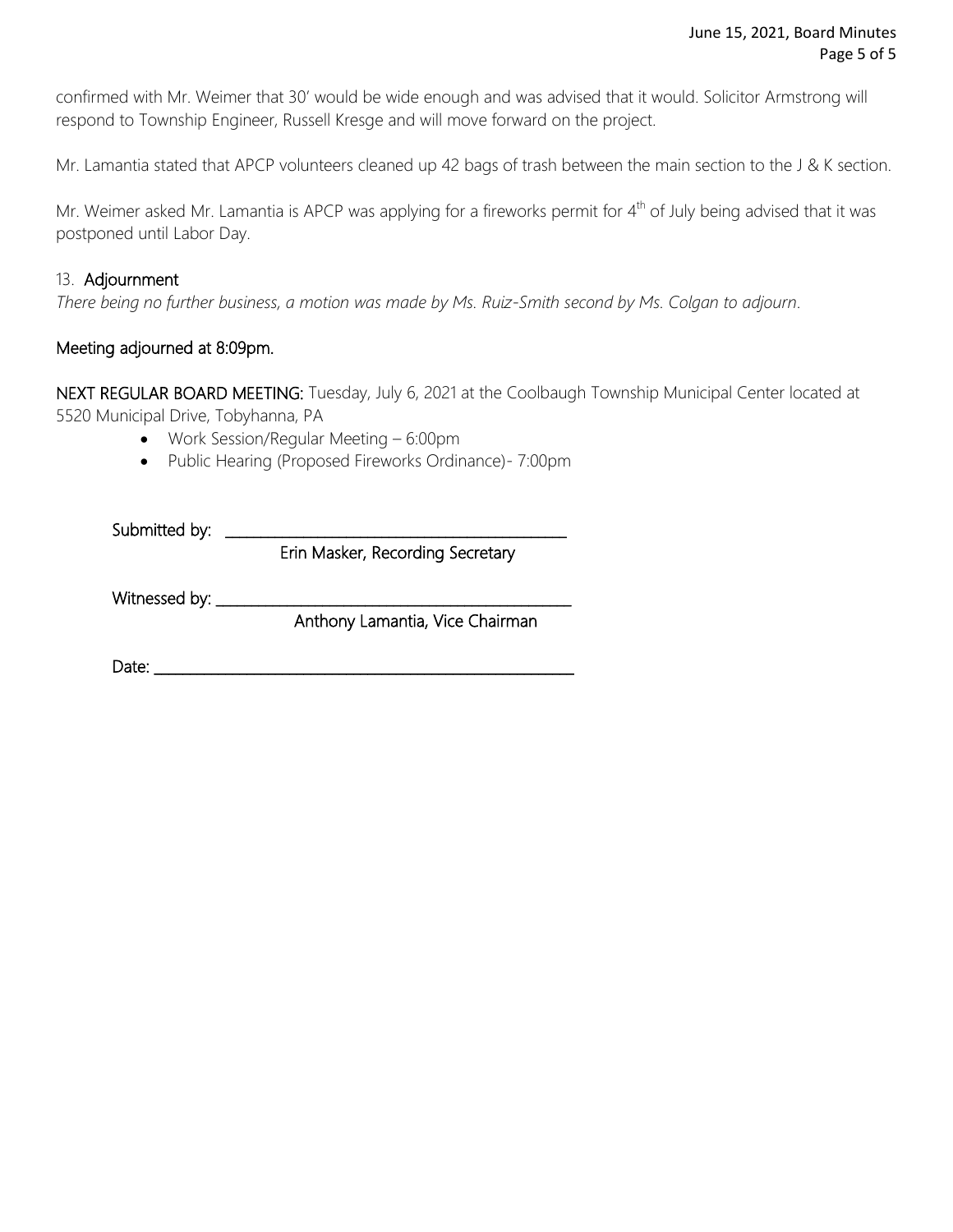confirmed with Mr. Weimer that 30' would be wide enough and was advised that it would. Solicitor Armstrong will respond to Township Engineer, Russell Kresge and will move forward on the project.

Mr. Lamantia stated that APCP volunteers cleaned up 42 bags of trash between the main section to the J & K section.

Mr. Weimer asked Mr. Lamantia is APCP was applying for a fireworks permit for 4th of July being advised that it was postponed until Labor Day.

## 13. Adjournment

*There being no further business, a motion was made by Ms. Ruiz-Smith second by Ms. Colgan to adjourn.*

**Meeting adjourned at 8:09pm.**

**NEXT REGULAR BOARD MEETING:** Tuesday, July 6, 2021 at the Coolbaugh Township Municipal Center located at 5520 Municipal Drive, Tobyhanna, PA

- Work Session/Regular Meeting – 6:00pm
- Public Hearing (Proposed Fireworks Ordinance)- 7:00pm

Submitted by: ______________________________
Erin Masker, Recording Secretary

Witnessed by: ______________________________
Anthony Lamantia, Vice Chairman

Date: ______________________________